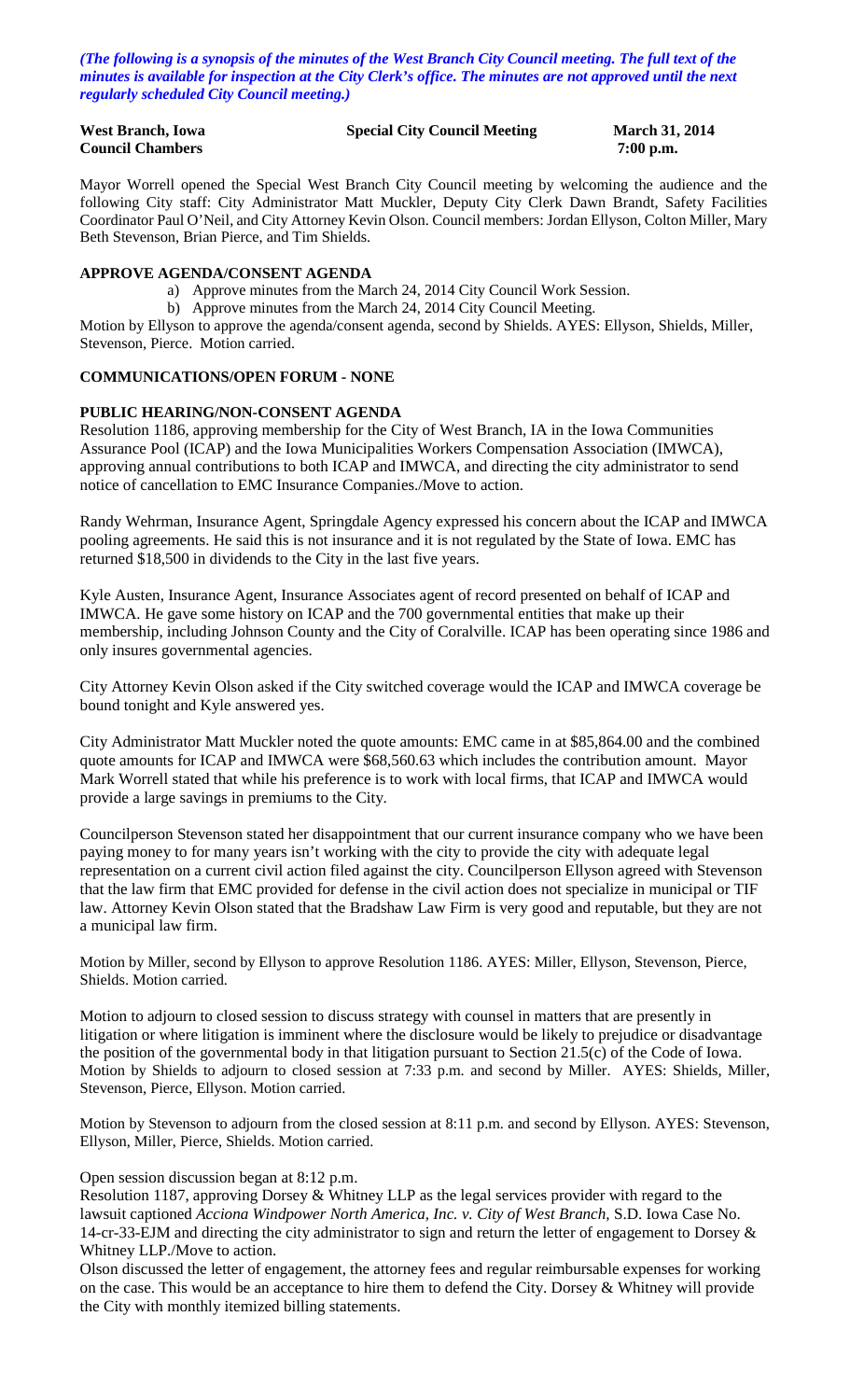*(The following is a synopsis of the minutes of the West Branch City Council meeting. The full text of the minutes is available for inspection at the City Clerk's office. The minutes are not approved until the next regularly scheduled City Council meeting.)*

**West Branch, Iowa** **Special City Council Meeting** **March 31, 2014**
**Council Chambers** **7:00 p.m.**

Mayor Worrell opened the Special West Branch City Council meeting by welcoming the audience and the following City staff: City Administrator Matt Muckler, Deputy City Clerk Dawn Brandt, Safety Facilities Coordinator Paul O'Neil, and City Attorney Kevin Olson. Council members: Jordan Ellyson, Colton Miller, Mary Beth Stevenson, Brian Pierce, and Tim Shields.

**APPROVE AGENDA/CONSENT AGENDA**

a) Approve minutes from the March 24, 2014 City Council Work Session.
b) Approve minutes from the March 24, 2014 City Council Meeting.

Motion by Ellyson to approve the agenda/consent agenda, second by Shields. AYES: Ellyson, Shields, Miller, Stevenson, Pierce. Motion carried.

**COMMUNICATIONS/OPEN FORUM - NONE**

**PUBLIC HEARING/NON-CONSENT AGENDA**

Resolution 1186, approving membership for the City of West Branch, IA in the Iowa Communities Assurance Pool (ICAP) and the Iowa Municipalities Workers Compensation Association (IMWCA), approving annual contributions to both ICAP and IMWCA, and directing the city administrator to send notice of cancellation to EMC Insurance Companies./Move to action.

Randy Wehrman, Insurance Agent, Springdale Agency expressed his concern about the ICAP and IMWCA pooling agreements. He said this is not insurance and it is not regulated by the State of Iowa. EMC has returned $18,500 in dividends to the City in the last five years.

Kyle Austen, Insurance Agent, Insurance Associates agent of record presented on behalf of ICAP and IMWCA. He gave some history on ICAP and the 700 governmental entities that make up their membership, including Johnson County and the City of Coralville. ICAP has been operating since 1986 and only insures governmental agencies.

City Attorney Kevin Olson asked if the City switched coverage would the ICAP and IMWCA coverage be bound tonight and Kyle answered yes.

City Administrator Matt Muckler noted the quote amounts: EMC came in at $85,864.00 and the combined quote amounts for ICAP and IMWCA were $68,560.63 which includes the contribution amount. Mayor Mark Worrell stated that while his preference is to work with local firms, that ICAP and IMWCA would provide a large savings in premiums to the City.

Councilperson Stevenson stated her disappointment that our current insurance company who we have been paying money to for many years isn't working with the city to provide the city with adequate legal representation on a current civil action filed against the city. Councilperson Ellyson agreed with Stevenson that the law firm that EMC provided for defense in the civil action does not specialize in municipal or TIF law. Attorney Kevin Olson stated that the Bradshaw Law Firm is very good and reputable, but they are not a municipal law firm.

Motion by Miller, second by Ellyson to approve Resolution 1186. AYES: Miller, Ellyson, Stevenson, Pierce, Shields. Motion carried.

Motion to adjourn to closed session to discuss strategy with counsel in matters that are presently in litigation or where litigation is imminent where the disclosure would be likely to prejudice or disadvantage the position of the governmental body in that litigation pursuant to Section 21.5(c) of the Code of Iowa. Motion by Shields to adjourn to closed session at 7:33 p.m. and second by Miller. AYES: Shields, Miller, Stevenson, Pierce, Ellyson. Motion carried.

Motion by Stevenson to adjourn from the closed session at 8:11 p.m. and second by Ellyson. AYES: Stevenson, Ellyson, Miller, Pierce, Shields. Motion carried.

Open session discussion began at 8:12 p.m.

Resolution 1187, approving Dorsey & Whitney LLP as the legal services provider with regard to the lawsuit captioned *Acciona Windpower North America, Inc. v. City of West Branch,* S.D. Iowa Case No. 14-cr-33-EJM and directing the city administrator to sign and return the letter of engagement to Dorsey & Whitney LLP./Move to action.

Olson discussed the letter of engagement, the attorney fees and regular reimbursable expenses for working on the case. This would be an acceptance to hire them to defend the City. Dorsey & Whitney will provide the City with monthly itemized billing statements.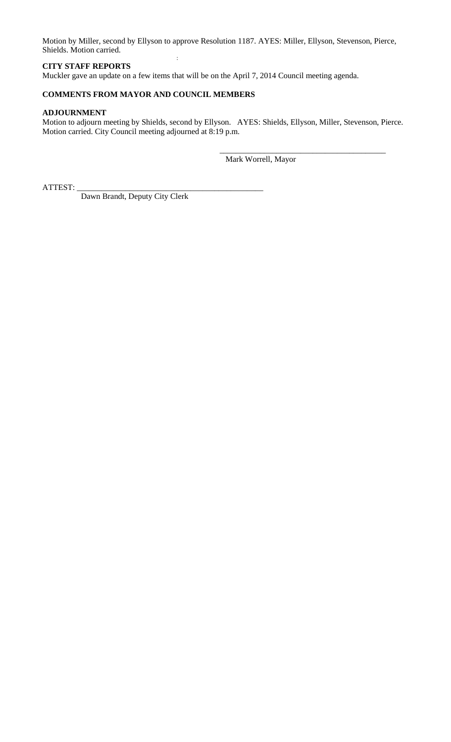Motion by Miller, second by Ellyson to approve Resolution 1187. AYES: Miller, Ellyson, Stevenson, Pierce, Shields. Motion carried.

**CITY STAFF REPORTS**

Muckler gave an update on a few items that will be on the April 7, 2014 Council meeting agenda.

**COMMENTS FROM MAYOR AND COUNCIL MEMBERS**

**ADJOURNMENT**

Motion to adjourn meeting by Shields, second by Ellyson. AYES: Shields, Ellyson, Miller, Stevenson, Pierce. Motion carried. City Council meeting adjourned at 8:19 p.m.

\_\_\_\_\_\_\_\_\_\_\_\_\_\_\_\_\_\_\_\_\_\_\_\_\_\_\_\_\_\_\_\_\_\_\_\_\_\_\_\_\_\_
Mark Worrell, Mayor

ATTEST: \_\_\_\_\_\_\_\_\_\_\_\_\_\_\_\_\_\_\_\_\_\_\_\_\_\_\_\_\_\_\_\_\_\_\_\_\_\_\_\_\_\_\_\_\_\_\_\_
Dawn Brandt, Deputy City Clerk